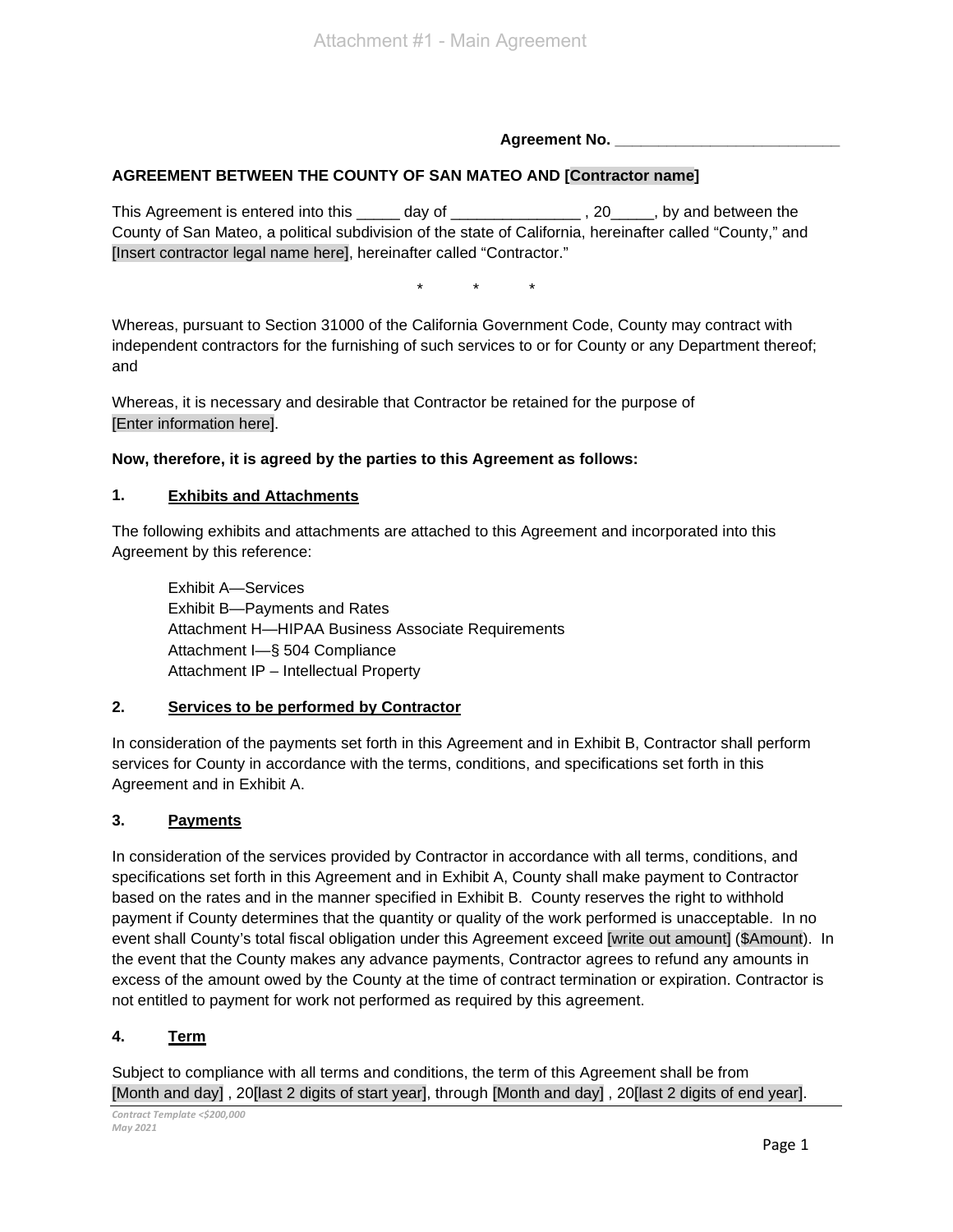Attachment #1 - Main Agreement

**Agreement No. ___________________________**

**AGREEMENT BETWEEN THE COUNTY OF SAN MATEO AND [Contractor name]**

This Agreement is entered into this _____ day of _______________ , 20_____, by and between the County of San Mateo, a political subdivision of the state of California, hereinafter called "County," and [Insert contractor legal name here], hereinafter called "Contractor."

\*           \*           \*

Whereas, pursuant to Section 31000 of the California Government Code, County may contract with independent contractors for the furnishing of such services to or for County or any Department thereof; and

Whereas, it is necessary and desirable that Contractor be retained for the purpose of [Enter information here].

**Now, therefore, it is agreed by the parties to this Agreement as follows:**

**1. <u>Exhibits and Attachments</u>**

The following exhibits and attachments are attached to this Agreement and incorporated into this Agreement by this reference:

Exhibit A—Services
Exhibit B—Payments and Rates
Attachment H—HIPAA Business Associate Requirements
Attachment I—§ 504 Compliance
Attachment IP – Intellectual Property

**2. <u>Services to be performed by Contractor</u>**

In consideration of the payments set forth in this Agreement and in Exhibit B, Contractor shall perform services for County in accordance with the terms, conditions, and specifications set forth in this Agreement and in Exhibit A.

**3. <u>Payments</u>**

In consideration of the services provided by Contractor in accordance with all terms, conditions, and specifications set forth in this Agreement and in Exhibit A, County shall make payment to Contractor based on the rates and in the manner specified in Exhibit B. County reserves the right to withhold payment if County determines that the quantity or quality of the work performed is unacceptable. In no event shall County's total fiscal obligation under this Agreement exceed [write out amount] ($Amount). In the event that the County makes any advance payments, Contractor agrees to refund any amounts in excess of the amount owed by the County at the time of contract termination or expiration. Contractor is not entitled to payment for work not performed as required by this agreement.

**4. <u>Term</u>**

Subject to compliance with all terms and conditions, the term of this Agreement shall be from [Month and day] , 20[last 2 digits of start year], through [Month and day] , 20[last 2 digits of end year].

*Contract Template <$200,000*
*May 2021*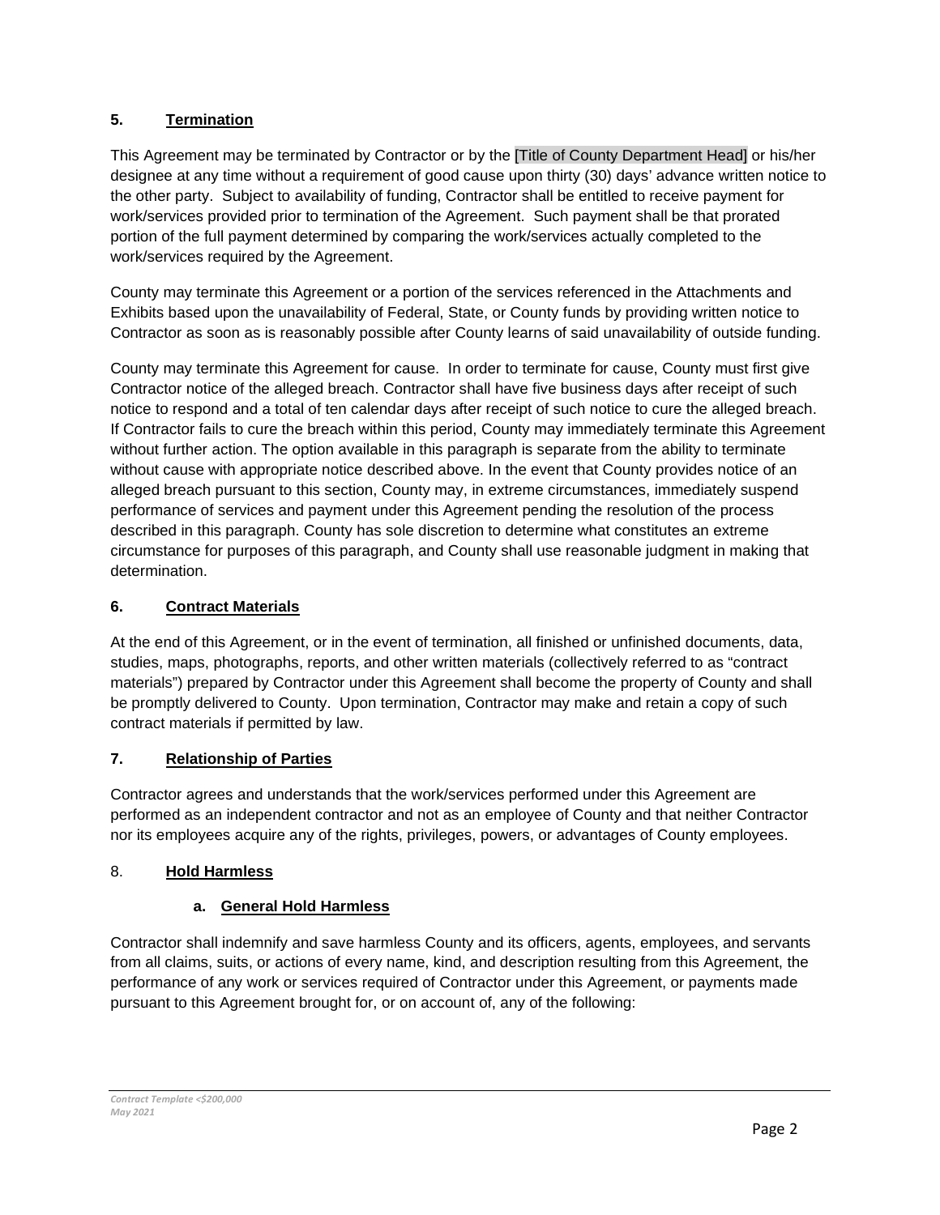## 5. **Termination**

This Agreement may be terminated by Contractor or by the [Title of County Department Head] or his/her designee at any time without a requirement of good cause upon thirty (30) days' advance written notice to the other party. Subject to availability of funding, Contractor shall be entitled to receive payment for work/services provided prior to termination of the Agreement. Such payment shall be that prorated portion of the full payment determined by comparing the work/services actually completed to the work/services required by the Agreement.

County may terminate this Agreement or a portion of the services referenced in the Attachments and Exhibits based upon the unavailability of Federal, State, or County funds by providing written notice to Contractor as soon as is reasonably possible after County learns of said unavailability of outside funding.

County may terminate this Agreement for cause. In order to terminate for cause, County must first give Contractor notice of the alleged breach. Contractor shall have five business days after receipt of such notice to respond and a total of ten calendar days after receipt of such notice to cure the alleged breach. If Contractor fails to cure the breach within this period, County may immediately terminate this Agreement without further action. The option available in this paragraph is separate from the ability to terminate without cause with appropriate notice described above. In the event that County provides notice of an alleged breach pursuant to this section, County may, in extreme circumstances, immediately suspend performance of services and payment under this Agreement pending the resolution of the process described in this paragraph. County has sole discretion to determine what constitutes an extreme circumstance for purposes of this paragraph, and County shall use reasonable judgment in making that determination.

## 6. **Contract Materials**

At the end of this Agreement, or in the event of termination, all finished or unfinished documents, data, studies, maps, photographs, reports, and other written materials (collectively referred to as "contract materials") prepared by Contractor under this Agreement shall become the property of County and shall be promptly delivered to County. Upon termination, Contractor may make and retain a copy of such contract materials if permitted by law.

## 7. **Relationship of Parties**

Contractor agrees and understands that the work/services performed under this Agreement are performed as an independent contractor and not as an employee of County and that neither Contractor nor its employees acquire any of the rights, privileges, powers, or advantages of County employees.

## 8. **Hold Harmless**

### a. **General Hold Harmless**

Contractor shall indemnify and save harmless County and its officers, agents, employees, and servants from all claims, suits, or actions of every name, kind, and description resulting from this Agreement, the performance of any work or services required of Contractor under this Agreement, or payments made pursuant to this Agreement brought for, or on account of, any of the following: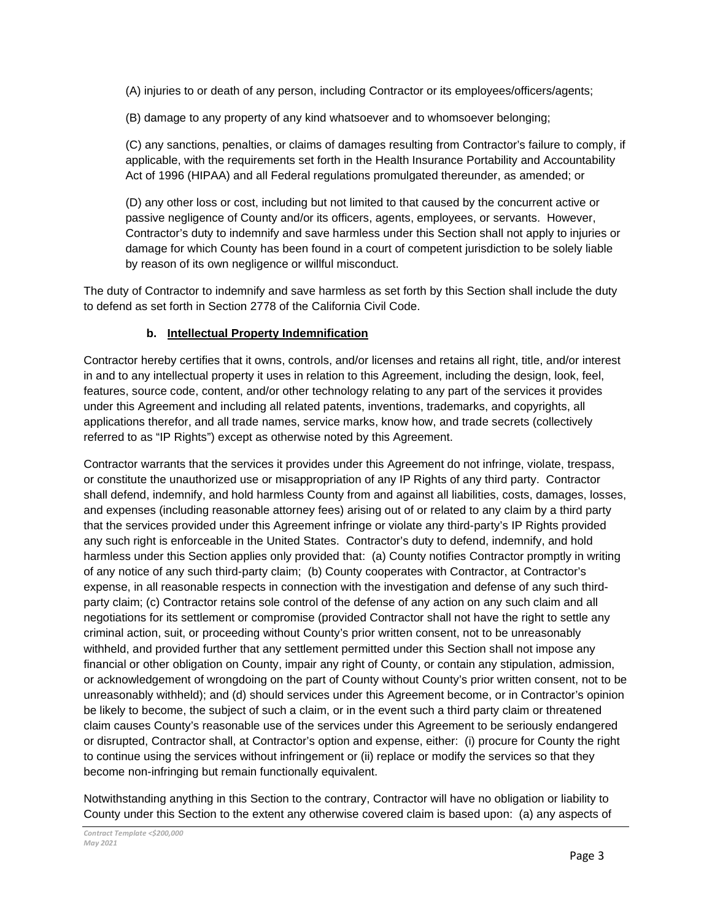(A) injuries to or death of any person, including Contractor or its employees/officers/agents;

(B) damage to any property of any kind whatsoever and to whomsoever belonging;

(C) any sanctions, penalties, or claims of damages resulting from Contractor's failure to comply, if applicable, with the requirements set forth in the Health Insurance Portability and Accountability Act of 1996 (HIPAA) and all Federal regulations promulgated thereunder, as amended; or

(D) any other loss or cost, including but not limited to that caused by the concurrent active or passive negligence of County and/or its officers, agents, employees, or servants. However, Contractor's duty to indemnify and save harmless under this Section shall not apply to injuries or damage for which County has been found in a court of competent jurisdiction to be solely liable by reason of its own negligence or willful misconduct.

The duty of Contractor to indemnify and save harmless as set forth by this Section shall include the duty to defend as set forth in Section 2778 of the California Civil Code.

**b. Intellectual Property Indemnification**

Contractor hereby certifies that it owns, controls, and/or licenses and retains all right, title, and/or interest in and to any intellectual property it uses in relation to this Agreement, including the design, look, feel, features, source code, content, and/or other technology relating to any part of the services it provides under this Agreement and including all related patents, inventions, trademarks, and copyrights, all applications therefor, and all trade names, service marks, know how, and trade secrets (collectively referred to as "IP Rights") except as otherwise noted by this Agreement.

Contractor warrants that the services it provides under this Agreement do not infringe, violate, trespass, or constitute the unauthorized use or misappropriation of any IP Rights of any third party. Contractor shall defend, indemnify, and hold harmless County from and against all liabilities, costs, damages, losses, and expenses (including reasonable attorney fees) arising out of or related to any claim by a third party that the services provided under this Agreement infringe or violate any third-party's IP Rights provided any such right is enforceable in the United States. Contractor's duty to defend, indemnify, and hold harmless under this Section applies only provided that: (a) County notifies Contractor promptly in writing of any notice of any such third-party claim; (b) County cooperates with Contractor, at Contractor's expense, in all reasonable respects in connection with the investigation and defense of any such third-party claim; (c) Contractor retains sole control of the defense of any action on any such claim and all negotiations for its settlement or compromise (provided Contractor shall not have the right to settle any criminal action, suit, or proceeding without County's prior written consent, not to be unreasonably withheld, and provided further that any settlement permitted under this Section shall not impose any financial or other obligation on County, impair any right of County, or contain any stipulation, admission, or acknowledgement of wrongdoing on the part of County without County's prior written consent, not to be unreasonably withheld); and (d) should services under this Agreement become, or in Contractor's opinion be likely to become, the subject of such a claim, or in the event such a third party claim or threatened claim causes County's reasonable use of the services under this Agreement to be seriously endangered or disrupted, Contractor shall, at Contractor's option and expense, either: (i) procure for County the right to continue using the services without infringement or (ii) replace or modify the services so that they become non-infringing but remain functionally equivalent.

Notwithstanding anything in this Section to the contrary, Contractor will have no obligation or liability to County under this Section to the extent any otherwise covered claim is based upon: (a) any aspects of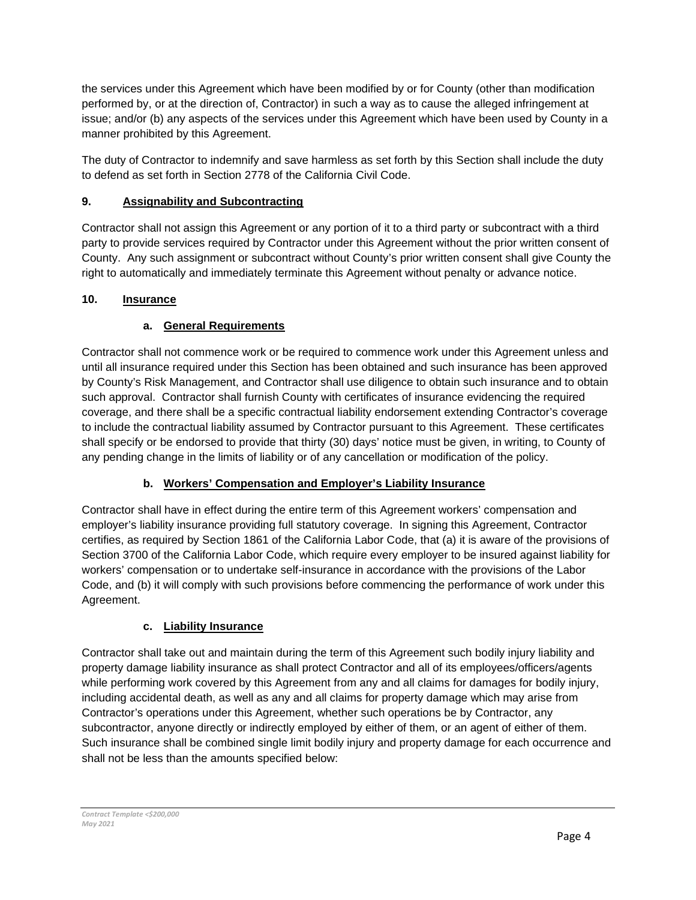the services under this Agreement which have been modified by or for County (other than modification performed by, or at the direction of, Contractor) in such a way as to cause the alleged infringement at issue; and/or (b) any aspects of the services under this Agreement which have been used by County in a manner prohibited by this Agreement.

The duty of Contractor to indemnify and save harmless as set forth by this Section shall include the duty to defend as set forth in Section 2778 of the California Civil Code.

## 9. Assignability and Subcontracting

Contractor shall not assign this Agreement or any portion of it to a third party or subcontract with a third party to provide services required by Contractor under this Agreement without the prior written consent of County. Any such assignment or subcontract without County's prior written consent shall give County the right to automatically and immediately terminate this Agreement without penalty or advance notice.

## 10. Insurance

### a. General Requirements

Contractor shall not commence work or be required to commence work under this Agreement unless and until all insurance required under this Section has been obtained and such insurance has been approved by County's Risk Management, and Contractor shall use diligence to obtain such insurance and to obtain such approval. Contractor shall furnish County with certificates of insurance evidencing the required coverage, and there shall be a specific contractual liability endorsement extending Contractor's coverage to include the contractual liability assumed by Contractor pursuant to this Agreement. These certificates shall specify or be endorsed to provide that thirty (30) days' notice must be given, in writing, to County of any pending change in the limits of liability or of any cancellation or modification of the policy.

### b. Workers' Compensation and Employer's Liability Insurance

Contractor shall have in effect during the entire term of this Agreement workers' compensation and employer's liability insurance providing full statutory coverage. In signing this Agreement, Contractor certifies, as required by Section 1861 of the California Labor Code, that (a) it is aware of the provisions of Section 3700 of the California Labor Code, which require every employer to be insured against liability for workers' compensation or to undertake self-insurance in accordance with the provisions of the Labor Code, and (b) it will comply with such provisions before commencing the performance of work under this Agreement.

### c. Liability Insurance

Contractor shall take out and maintain during the term of this Agreement such bodily injury liability and property damage liability insurance as shall protect Contractor and all of its employees/officers/agents while performing work covered by this Agreement from any and all claims for damages for bodily injury, including accidental death, as well as any and all claims for property damage which may arise from Contractor's operations under this Agreement, whether such operations be by Contractor, any subcontractor, anyone directly or indirectly employed by either of them, or an agent of either of them. Such insurance shall be combined single limit bodily injury and property damage for each occurrence and shall not be less than the amounts specified below: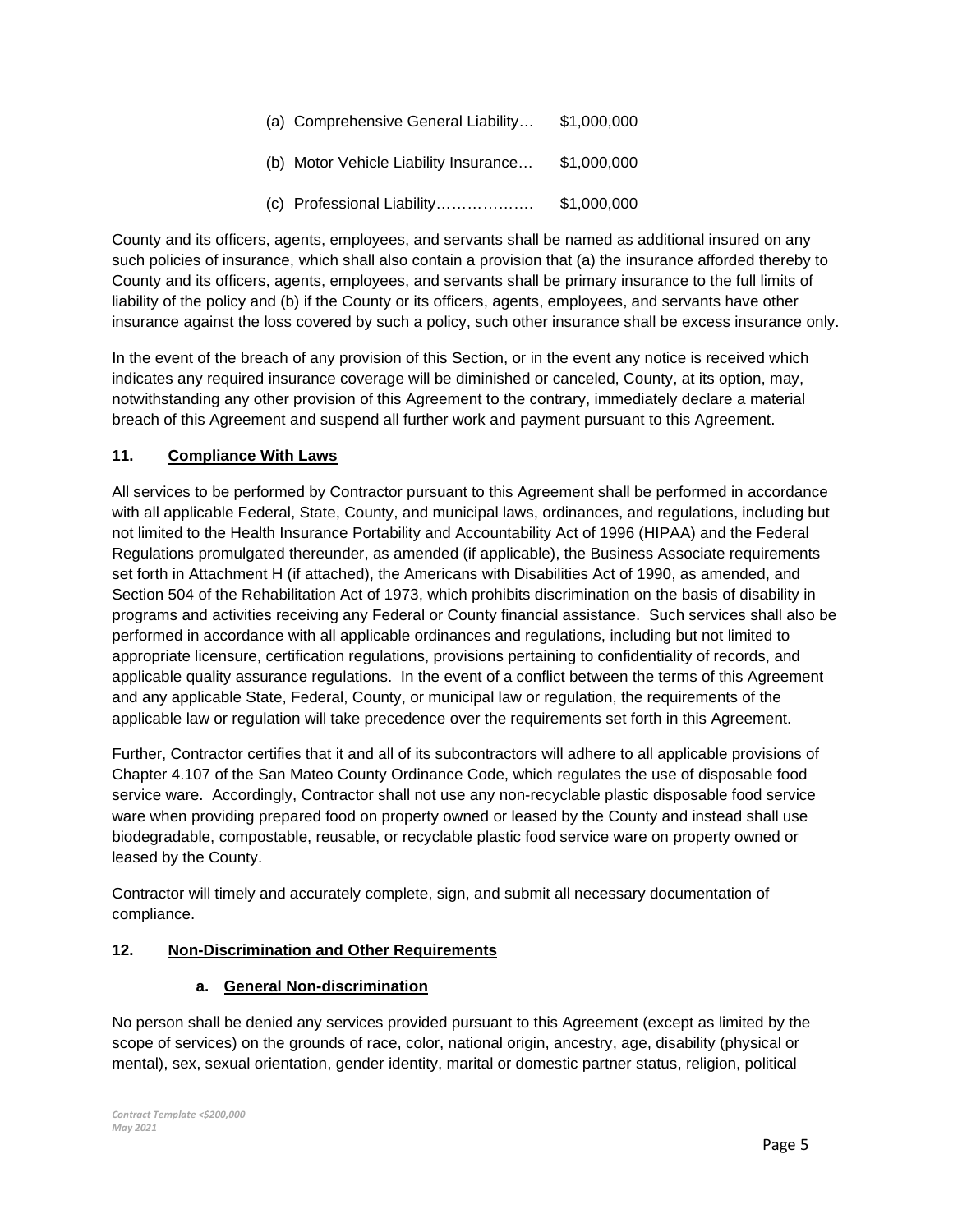(a) Comprehensive General Liability… $1,000,000

(b) Motor Vehicle Liability Insurance… $1,000,000

(c) Professional Liability………………. $1,000,000

County and its officers, agents, employees, and servants shall be named as additional insured on any such policies of insurance, which shall also contain a provision that (a) the insurance afforded thereby to County and its officers, agents, employees, and servants shall be primary insurance to the full limits of liability of the policy and (b) if the County or its officers, agents, employees, and servants have other insurance against the loss covered by such a policy, such other insurance shall be excess insurance only.

In the event of the breach of any provision of this Section, or in the event any notice is received which indicates any required insurance coverage will be diminished or canceled, County, at its option, may, notwithstanding any other provision of this Agreement to the contrary, immediately declare a material breach of this Agreement and suspend all further work and payment pursuant to this Agreement.

## 11. Compliance With Laws

All services to be performed by Contractor pursuant to this Agreement shall be performed in accordance with all applicable Federal, State, County, and municipal laws, ordinances, and regulations, including but not limited to the Health Insurance Portability and Accountability Act of 1996 (HIPAA) and the Federal Regulations promulgated thereunder, as amended (if applicable), the Business Associate requirements set forth in Attachment H (if attached), the Americans with Disabilities Act of 1990, as amended, and Section 504 of the Rehabilitation Act of 1973, which prohibits discrimination on the basis of disability in programs and activities receiving any Federal or County financial assistance. Such services shall also be performed in accordance with all applicable ordinances and regulations, including but not limited to appropriate licensure, certification regulations, provisions pertaining to confidentiality of records, and applicable quality assurance regulations. In the event of a conflict between the terms of this Agreement and any applicable State, Federal, County, or municipal law or regulation, the requirements of the applicable law or regulation will take precedence over the requirements set forth in this Agreement.

Further, Contractor certifies that it and all of its subcontractors will adhere to all applicable provisions of Chapter 4.107 of the San Mateo County Ordinance Code, which regulates the use of disposable food service ware. Accordingly, Contractor shall not use any non-recyclable plastic disposable food service ware when providing prepared food on property owned or leased by the County and instead shall use biodegradable, compostable, reusable, or recyclable plastic food service ware on property owned or leased by the County.

Contractor will timely and accurately complete, sign, and submit all necessary documentation of compliance.

## 12. Non-Discrimination and Other Requirements

### a. General Non-discrimination

No person shall be denied any services provided pursuant to this Agreement (except as limited by the scope of services) on the grounds of race, color, national origin, ancestry, age, disability (physical or mental), sex, sexual orientation, gender identity, marital or domestic partner status, religion, political

*Contract Template <$200,000*
*May 2021*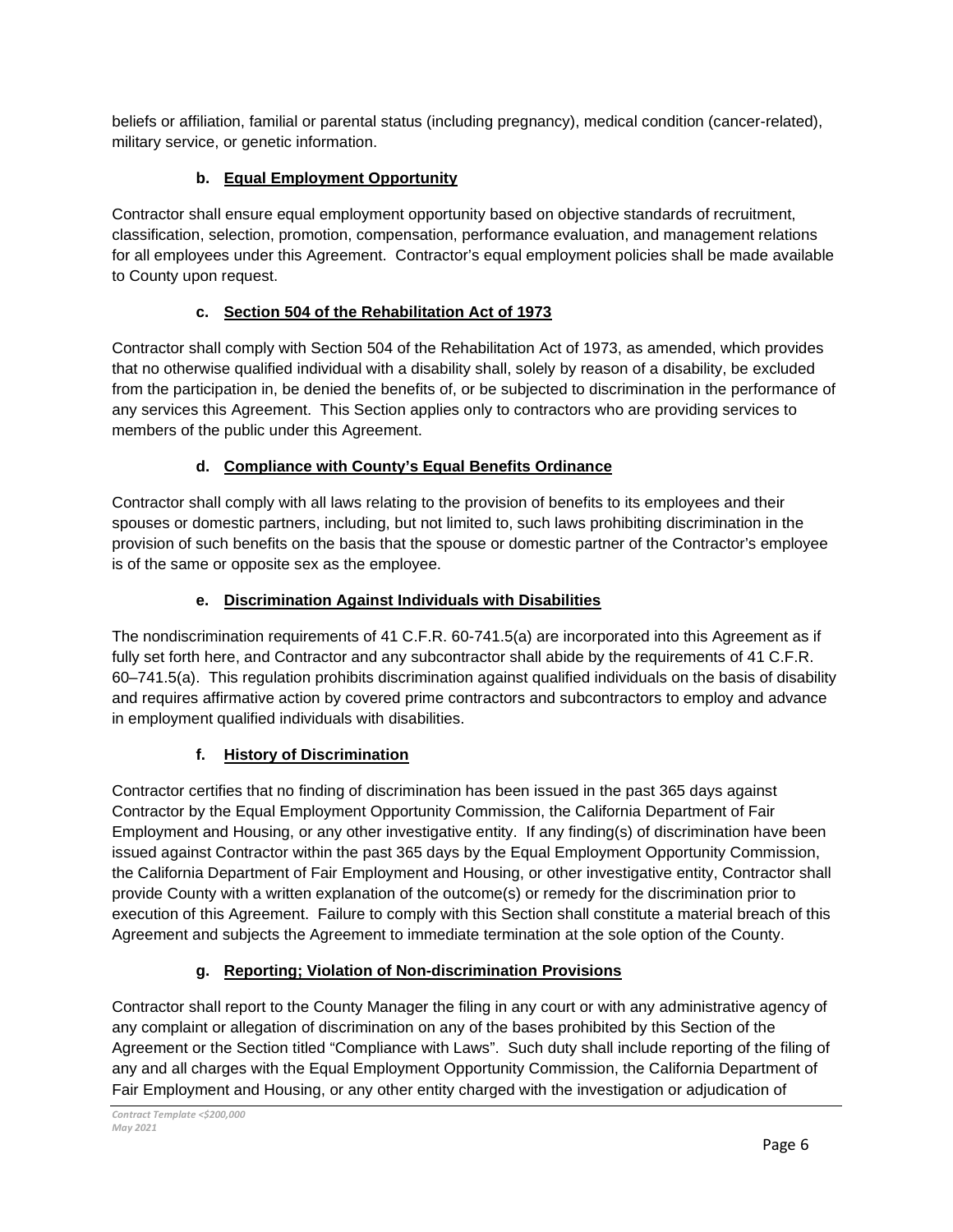beliefs or affiliation, familial or parental status (including pregnancy), medical condition (cancer-related), military service, or genetic information.

**b. Equal Employment Opportunity**

Contractor shall ensure equal employment opportunity based on objective standards of recruitment, classification, selection, promotion, compensation, performance evaluation, and management relations for all employees under this Agreement. Contractor's equal employment policies shall be made available to County upon request.

**c. Section 504 of the Rehabilitation Act of 1973**

Contractor shall comply with Section 504 of the Rehabilitation Act of 1973, as amended, which provides that no otherwise qualified individual with a disability shall, solely by reason of a disability, be excluded from the participation in, be denied the benefits of, or be subjected to discrimination in the performance of any services this Agreement. This Section applies only to contractors who are providing services to members of the public under this Agreement.

**d. Compliance with County's Equal Benefits Ordinance**

Contractor shall comply with all laws relating to the provision of benefits to its employees and their spouses or domestic partners, including, but not limited to, such laws prohibiting discrimination in the provision of such benefits on the basis that the spouse or domestic partner of the Contractor's employee is of the same or opposite sex as the employee.

**e. Discrimination Against Individuals with Disabilities**

The nondiscrimination requirements of 41 C.F.R. 60-741.5(a) are incorporated into this Agreement as if fully set forth here, and Contractor and any subcontractor shall abide by the requirements of 41 C.F.R. 60–741.5(a). This regulation prohibits discrimination against qualified individuals on the basis of disability and requires affirmative action by covered prime contractors and subcontractors to employ and advance in employment qualified individuals with disabilities.

**f. History of Discrimination**

Contractor certifies that no finding of discrimination has been issued in the past 365 days against Contractor by the Equal Employment Opportunity Commission, the California Department of Fair Employment and Housing, or any other investigative entity. If any finding(s) of discrimination have been issued against Contractor within the past 365 days by the Equal Employment Opportunity Commission, the California Department of Fair Employment and Housing, or other investigative entity, Contractor shall provide County with a written explanation of the outcome(s) or remedy for the discrimination prior to execution of this Agreement. Failure to comply with this Section shall constitute a material breach of this Agreement and subjects the Agreement to immediate termination at the sole option of the County.

**g. Reporting; Violation of Non-discrimination Provisions**

Contractor shall report to the County Manager the filing in any court or with any administrative agency of any complaint or allegation of discrimination on any of the bases prohibited by this Section of the Agreement or the Section titled "Compliance with Laws". Such duty shall include reporting of the filing of any and all charges with the Equal Employment Opportunity Commission, the California Department of Fair Employment and Housing, or any other entity charged with the investigation or adjudication of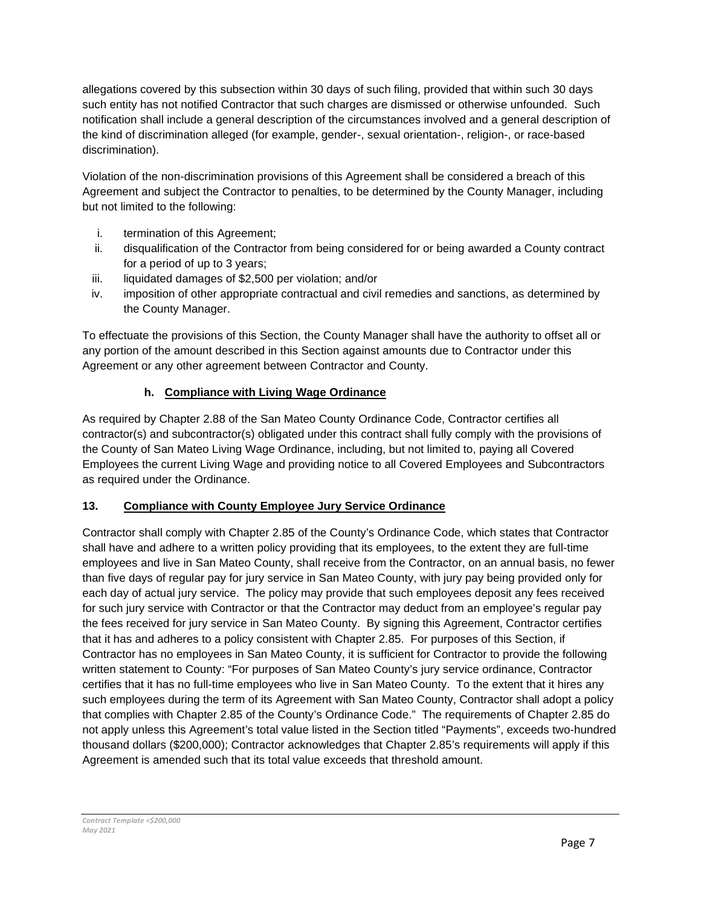allegations covered by this subsection within 30 days of such filing, provided that within such 30 days such entity has not notified Contractor that such charges are dismissed or otherwise unfounded. Such notification shall include a general description of the circumstances involved and a general description of the kind of discrimination alleged (for example, gender-, sexual orientation-, religion-, or race-based discrimination).

Violation of the non-discrimination provisions of this Agreement shall be considered a breach of this Agreement and subject the Contractor to penalties, to be determined by the County Manager, including but not limited to the following:

i. termination of this Agreement;
ii. disqualification of the Contractor from being considered for or being awarded a County contract for a period of up to 3 years;
iii. liquidated damages of $2,500 per violation; and/or
iv. imposition of other appropriate contractual and civil remedies and sanctions, as determined by the County Manager.

To effectuate the provisions of this Section, the County Manager shall have the authority to offset all or any portion of the amount described in this Section against amounts due to Contractor under this Agreement or any other agreement between Contractor and County.

#### h. <u>Compliance with Living Wage Ordinance</u>

As required by Chapter 2.88 of the San Mateo County Ordinance Code, Contractor certifies all contractor(s) and subcontractor(s) obligated under this contract shall fully comply with the provisions of the County of San Mateo Living Wage Ordinance, including, but not limited to, paying all Covered Employees the current Living Wage and providing notice to all Covered Employees and Subcontractors as required under the Ordinance.

### 13. <u>Compliance with County Employee Jury Service Ordinance</u>

Contractor shall comply with Chapter 2.85 of the County's Ordinance Code, which states that Contractor shall have and adhere to a written policy providing that its employees, to the extent they are full-time employees and live in San Mateo County, shall receive from the Contractor, on an annual basis, no fewer than five days of regular pay for jury service in San Mateo County, with jury pay being provided only for each day of actual jury service. The policy may provide that such employees deposit any fees received for such jury service with Contractor or that the Contractor may deduct from an employee's regular pay the fees received for jury service in San Mateo County. By signing this Agreement, Contractor certifies that it has and adheres to a policy consistent with Chapter 2.85. For purposes of this Section, if Contractor has no employees in San Mateo County, it is sufficient for Contractor to provide the following written statement to County: "For purposes of San Mateo County's jury service ordinance, Contractor certifies that it has no full-time employees who live in San Mateo County. To the extent that it hires any such employees during the term of its Agreement with San Mateo County, Contractor shall adopt a policy that complies with Chapter 2.85 of the County's Ordinance Code." The requirements of Chapter 2.85 do not apply unless this Agreement's total value listed in the Section titled "Payments", exceeds two-hundred thousand dollars ($200,000); Contractor acknowledges that Chapter 2.85's requirements will apply if this Agreement is amended such that its total value exceeds that threshold amount.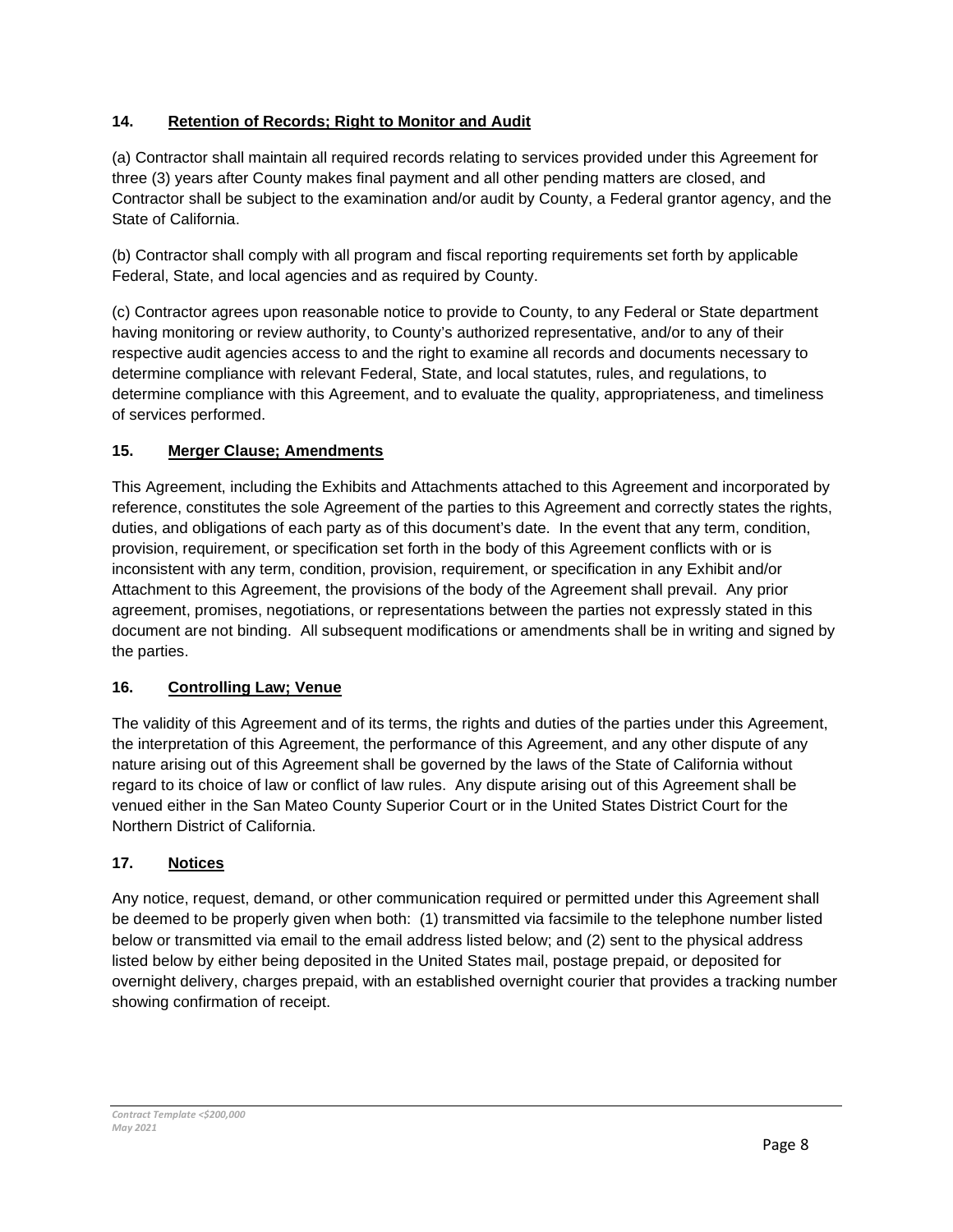### 14. Retention of Records; Right to Monitor and Audit

(a) Contractor shall maintain all required records relating to services provided under this Agreement for three (3) years after County makes final payment and all other pending matters are closed, and Contractor shall be subject to the examination and/or audit by County, a Federal grantor agency, and the State of California.

(b) Contractor shall comply with all program and fiscal reporting requirements set forth by applicable Federal, State, and local agencies and as required by County.

(c) Contractor agrees upon reasonable notice to provide to County, to any Federal or State department having monitoring or review authority, to County's authorized representative, and/or to any of their respective audit agencies access to and the right to examine all records and documents necessary to determine compliance with relevant Federal, State, and local statutes, rules, and regulations, to determine compliance with this Agreement, and to evaluate the quality, appropriateness, and timeliness of services performed.

### 15. Merger Clause; Amendments

This Agreement, including the Exhibits and Attachments attached to this Agreement and incorporated by reference, constitutes the sole Agreement of the parties to this Agreement and correctly states the rights, duties, and obligations of each party as of this document's date. In the event that any term, condition, provision, requirement, or specification set forth in the body of this Agreement conflicts with or is inconsistent with any term, condition, provision, requirement, or specification in any Exhibit and/or Attachment to this Agreement, the provisions of the body of the Agreement shall prevail. Any prior agreement, promises, negotiations, or representations between the parties not expressly stated in this document are not binding. All subsequent modifications or amendments shall be in writing and signed by the parties.

### 16. Controlling Law; Venue

The validity of this Agreement and of its terms, the rights and duties of the parties under this Agreement, the interpretation of this Agreement, the performance of this Agreement, and any other dispute of any nature arising out of this Agreement shall be governed by the laws of the State of California without regard to its choice of law or conflict of law rules. Any dispute arising out of this Agreement shall be venued either in the San Mateo County Superior Court or in the United States District Court for the Northern District of California.

### 17. Notices

Any notice, request, demand, or other communication required or permitted under this Agreement shall be deemed to be properly given when both: (1) transmitted via facsimile to the telephone number listed below or transmitted via email to the email address listed below; and (2) sent to the physical address listed below by either being deposited in the United States mail, postage prepaid, or deposited for overnight delivery, charges prepaid, with an established overnight courier that provides a tracking number showing confirmation of receipt.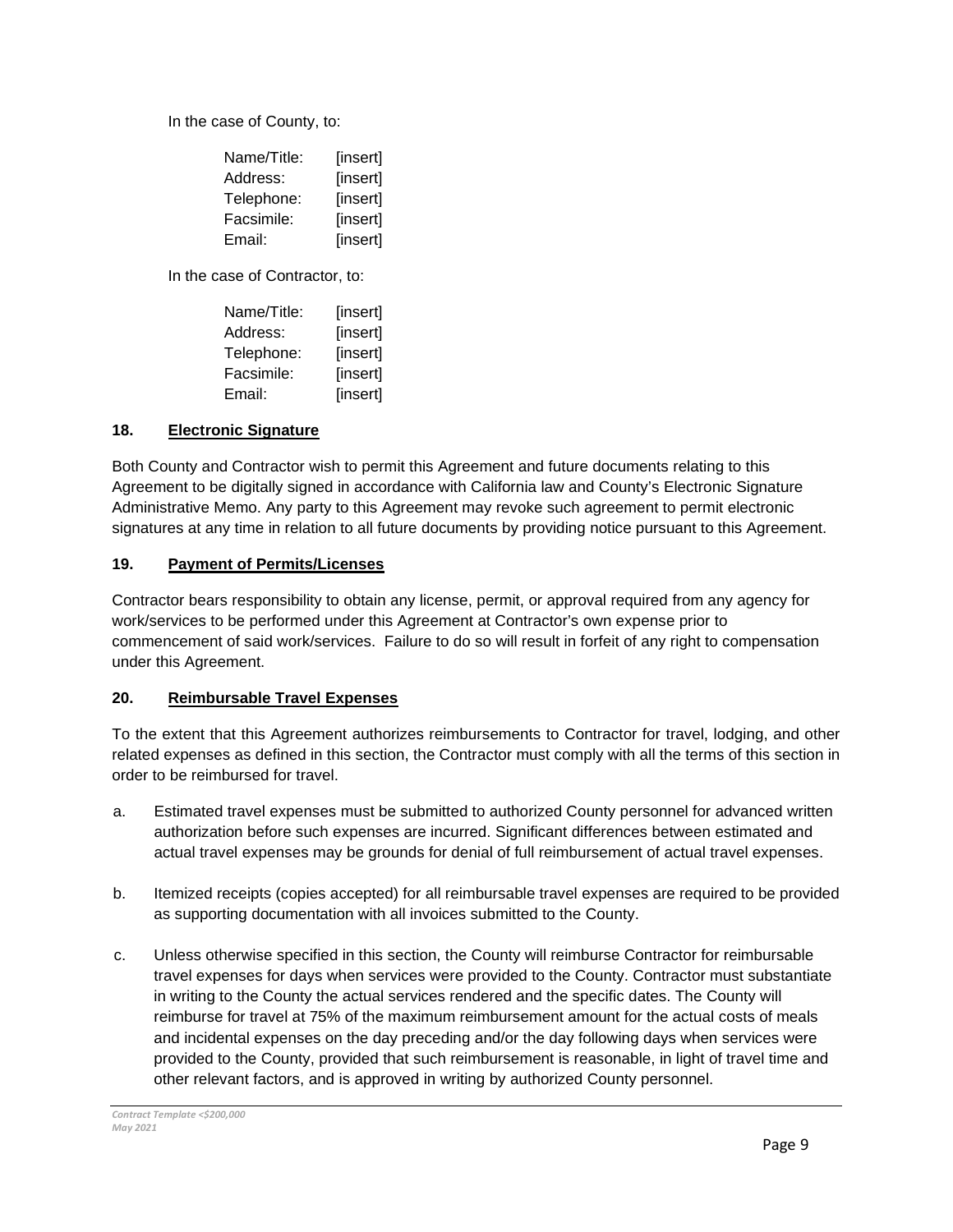In the case of County, to:

Name/Title: [insert]
Address: [insert]
Telephone: [insert]
Facsimile: [insert]
Email: [insert]

In the case of Contractor, to:

Name/Title: [insert]
Address: [insert]
Telephone: [insert]
Facsimile: [insert]
Email: [insert]

## 18. Electronic Signature

Both County and Contractor wish to permit this Agreement and future documents relating to this Agreement to be digitally signed in accordance with California law and County's Electronic Signature Administrative Memo. Any party to this Agreement may revoke such agreement to permit electronic signatures at any time in relation to all future documents by providing notice pursuant to this Agreement.

## 19. Payment of Permits/Licenses

Contractor bears responsibility to obtain any license, permit, or approval required from any agency for work/services to be performed under this Agreement at Contractor's own expense prior to commencement of said work/services. Failure to do so will result in forfeit of any right to compensation under this Agreement.

## 20. Reimbursable Travel Expenses

To the extent that this Agreement authorizes reimbursements to Contractor for travel, lodging, and other related expenses as defined in this section, the Contractor must comply with all the terms of this section in order to be reimbursed for travel.

a. Estimated travel expenses must be submitted to authorized County personnel for advanced written authorization before such expenses are incurred. Significant differences between estimated and actual travel expenses may be grounds for denial of full reimbursement of actual travel expenses.

b. Itemized receipts (copies accepted) for all reimbursable travel expenses are required to be provided as supporting documentation with all invoices submitted to the County.

c. Unless otherwise specified in this section, the County will reimburse Contractor for reimbursable travel expenses for days when services were provided to the County. Contractor must substantiate in writing to the County the actual services rendered and the specific dates. The County will reimburse for travel at 75% of the maximum reimbursement amount for the actual costs of meals and incidental expenses on the day preceding and/or the day following days when services were provided to the County, provided that such reimbursement is reasonable, in light of travel time and other relevant factors, and is approved in writing by authorized County personnel.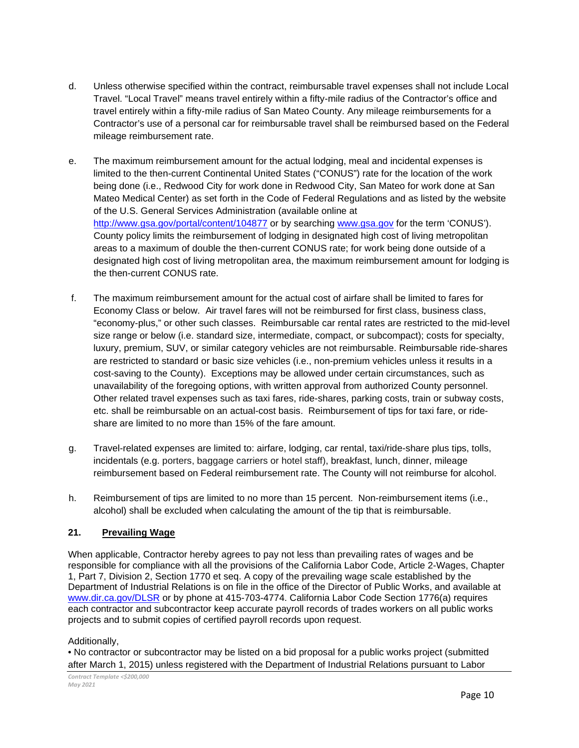d. Unless otherwise specified within the contract, reimbursable travel expenses shall not include Local Travel. "Local Travel" means travel entirely within a fifty-mile radius of the Contractor's office and travel entirely within a fifty-mile radius of San Mateo County. Any mileage reimbursements for a Contractor's use of a personal car for reimbursable travel shall be reimbursed based on the Federal mileage reimbursement rate.

e. The maximum reimbursement amount for the actual lodging, meal and incidental expenses is limited to the then-current Continental United States ("CONUS") rate for the location of the work being done (i.e., Redwood City for work done in Redwood City, San Mateo for work done at San Mateo Medical Center) as set forth in the Code of Federal Regulations and as listed by the website of the U.S. General Services Administration (available online at http://www.gsa.gov/portal/content/104877 or by searching www.gsa.gov for the term 'CONUS'). County policy limits the reimbursement of lodging in designated high cost of living metropolitan areas to a maximum of double the then-current CONUS rate; for work being done outside of a designated high cost of living metropolitan area, the maximum reimbursement amount for lodging is the then-current CONUS rate.

f. The maximum reimbursement amount for the actual cost of airfare shall be limited to fares for Economy Class or below. Air travel fares will not be reimbursed for first class, business class, "economy-plus," or other such classes. Reimbursable car rental rates are restricted to the mid-level size range or below (i.e. standard size, intermediate, compact, or subcompact); costs for specialty, luxury, premium, SUV, or similar category vehicles are not reimbursable. Reimbursable ride-shares are restricted to standard or basic size vehicles (i.e., non-premium vehicles unless it results in a cost-saving to the County). Exceptions may be allowed under certain circumstances, such as unavailability of the foregoing options, with written approval from authorized County personnel. Other related travel expenses such as taxi fares, ride-shares, parking costs, train or subway costs, etc. shall be reimbursable on an actual-cost basis. Reimbursement of tips for taxi fare, or ride-share are limited to no more than 15% of the fare amount.

g. Travel-related expenses are limited to: airfare, lodging, car rental, taxi/ride-share plus tips, tolls, incidentals (e.g. porters, baggage carriers or hotel staff), breakfast, lunch, dinner, mileage reimbursement based on Federal reimbursement rate. The County will not reimburse for alcohol.

h. Reimbursement of tips are limited to no more than 15 percent. Non-reimbursement items (i.e., alcohol) shall be excluded when calculating the amount of the tip that is reimbursable.

## 21. Prevailing Wage

When applicable, Contractor hereby agrees to pay not less than prevailing rates of wages and be responsible for compliance with all the provisions of the California Labor Code, Article 2-Wages, Chapter 1, Part 7, Division 2, Section 1770 et seq. A copy of the prevailing wage scale established by the Department of Industrial Relations is on file in the office of the Director of Public Works, and available at www.dir.ca.gov/DLSR or by phone at 415-703-4774. California Labor Code Section 1776(a) requires each contractor and subcontractor keep accurate payroll records of trades workers on all public works projects and to submit copies of certified payroll records upon request.

Additionally,

- No contractor or subcontractor may be listed on a bid proposal for a public works project (submitted after March 1, 2015) unless registered with the Department of Industrial Relations pursuant to Labor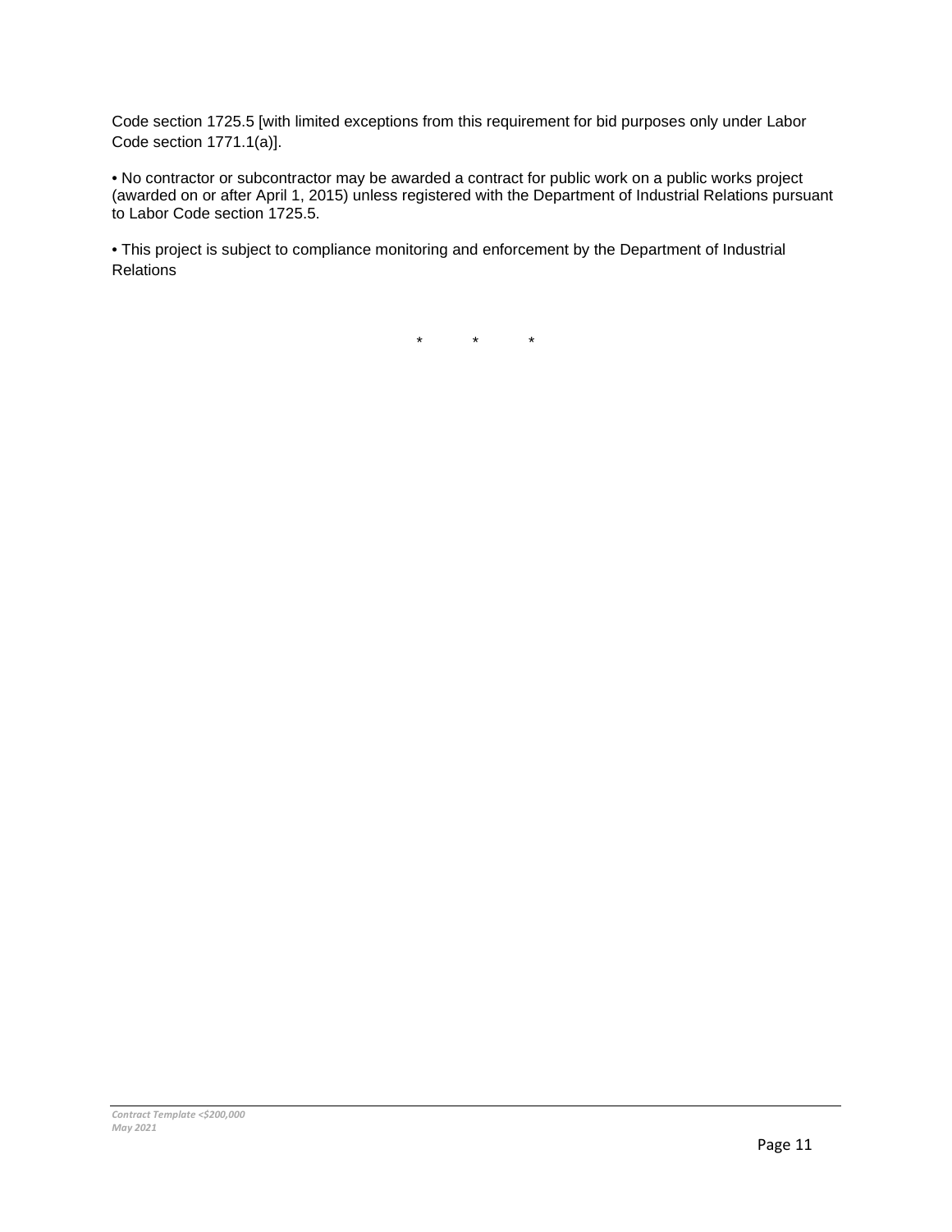Code section 1725.5 [with limited exceptions from this requirement for bid purposes only under Labor Code section 1771.1(a)].

• No contractor or subcontractor may be awarded a contract for public work on a public works project (awarded on or after April 1, 2015) unless registered with the Department of Industrial Relations pursuant to Labor Code section 1725.5.

• This project is subject to compliance monitoring and enforcement by the Department of Industrial Relations

\* \* \*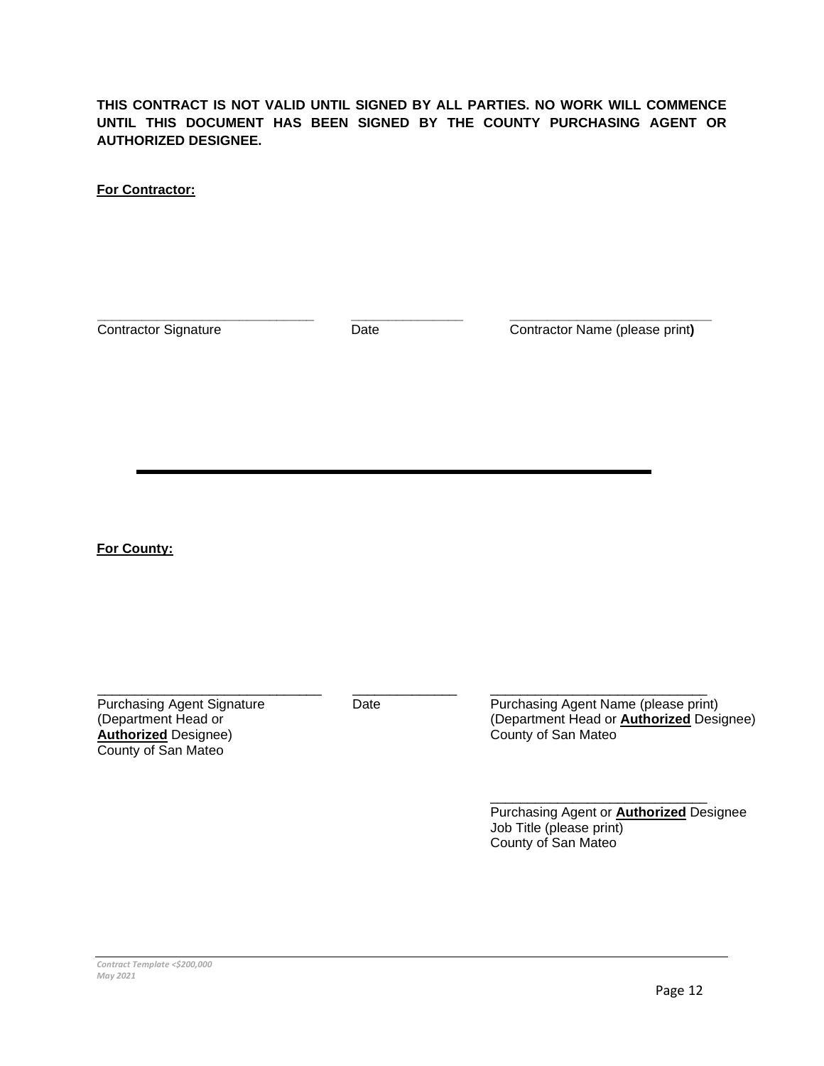**THIS CONTRACT IS NOT VALID UNTIL SIGNED BY ALL PARTIES. NO WORK WILL COMMENCE UNTIL THIS DOCUMENT HAS BEEN SIGNED BY THE COUNTY PURCHASING AGENT OR AUTHORIZED DESIGNEE.**

**For Contractor:**

| _____________________________ | _______________ | ___________________________ |
|---|---|---|
| Contractor Signature | Date | Contractor Name (please print) |

---

**For County:**

| _____________________________ | ______________ | ____________________________ |
|---|---|---|
| Purchasing Agent Signature (Department Head or **Authorized** Designee) County of San Mateo | Date | Purchasing Agent Name (please print) (Department Head or **Authorized** Designee) County of San Mateo |
| | | ____________________________ |
| | | Purchasing Agent or **Authorized** Designee Job Title (please print) County of San Mateo |

*Contract Template <$200,000*
*May 2021*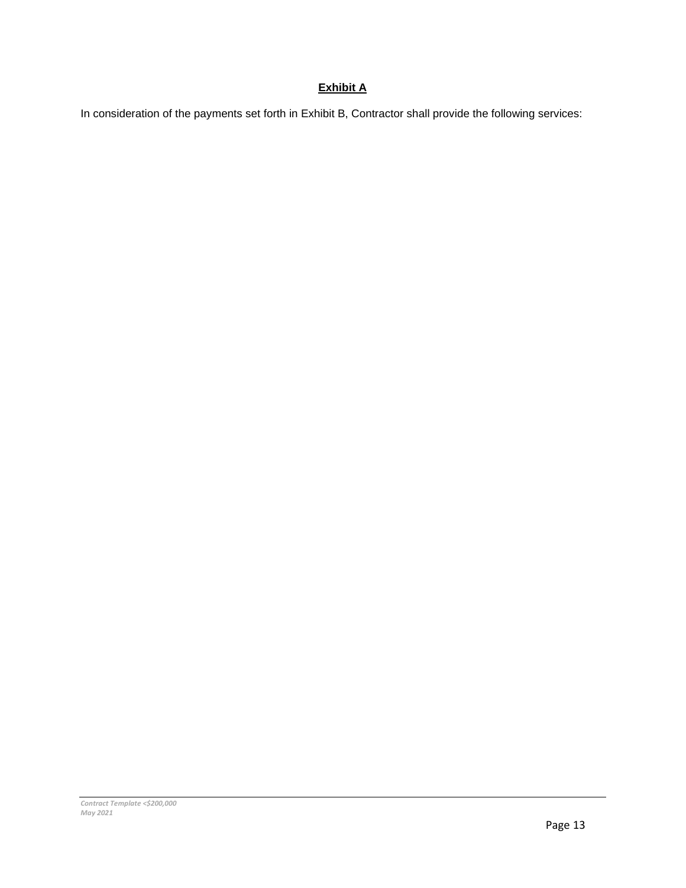**Exhibit A**

In consideration of the payments set forth in Exhibit B, Contractor shall provide the following services: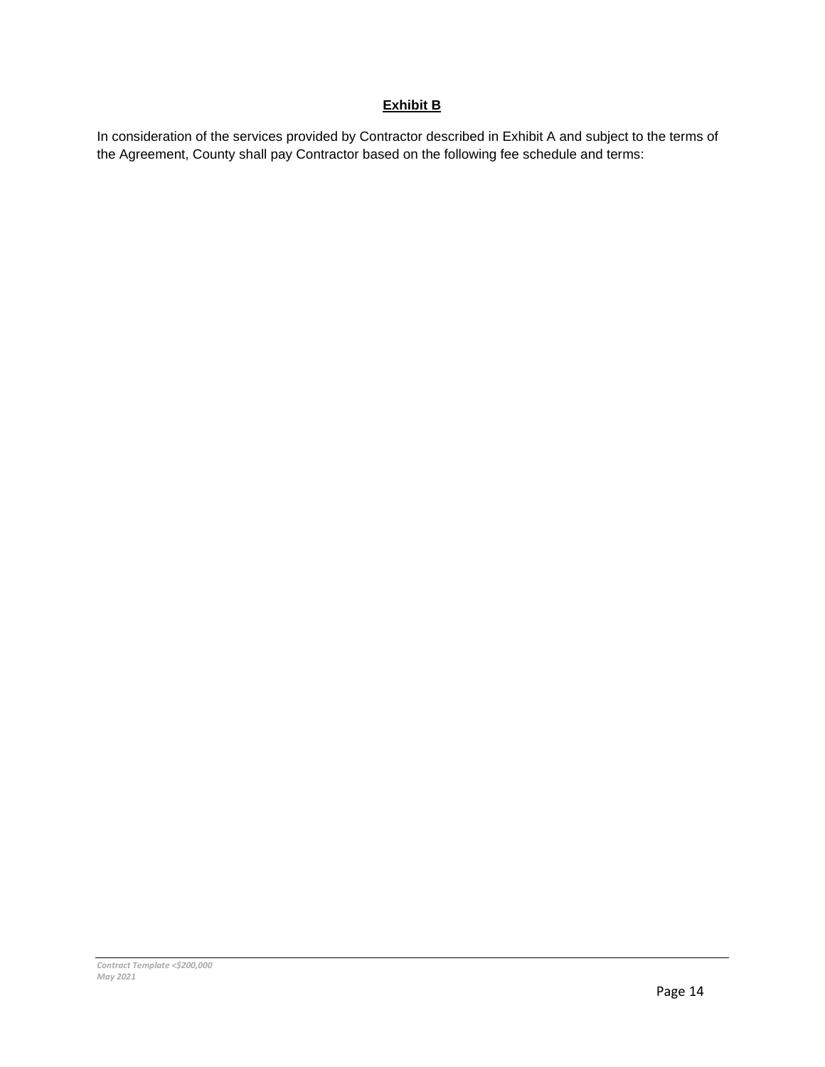**Exhibit B**

In consideration of the services provided by Contractor described in Exhibit A and subject to the terms of the Agreement, County shall pay Contractor based on the following fee schedule and terms: